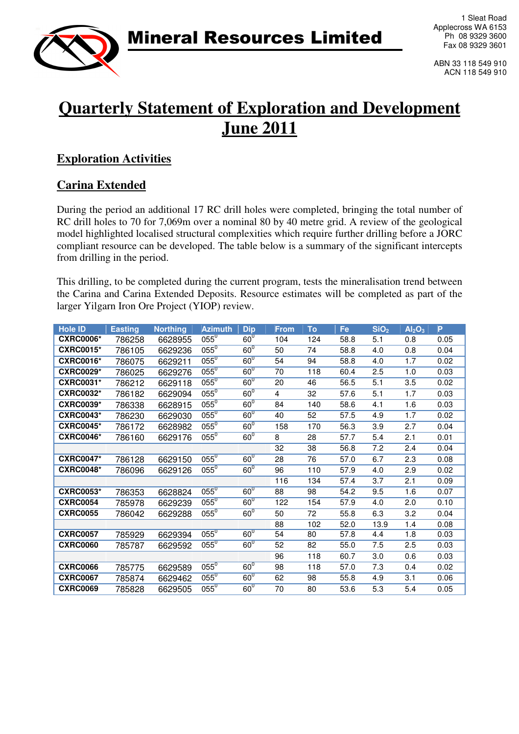# Mineral Resources Limited

1 Sleat Road
Applecross WA 6153
Ph 08 9329 3600
Fax 08 9329 3601

ABN 33 118 549 910
ACN 118 549 910

# Quarterly Statement of Exploration and Development June 2011

## Exploration Activities

## Carina Extended

During the period an additional 17 RC drill holes were completed, bringing the total number of RC drill holes to 70 for 7,069m over a nominal 80 by 40 metre grid. A review of the geological model highlighted localised structural complexities which require further drilling before a JORC compliant resource can be developed. The table below is a summary of the significant intercepts from drilling in the period.

This drilling, to be completed during the current program, tests the mineralisation trend between the Carina and Carina Extended Deposits. Resource estimates will be completed as part of the larger Yilgarn Iron Ore Project (YIOP) review.

| Hole ID | Easting | Northing | Azimuth | Dip | From | To | Fe | $SiO_2$ | $Al_2O_3$ | P |
|---|---|---|---|---|---|---|---|---|---|---|
| **CXRC0006*** | 786258 | 6628955 | $055^0$ | $60^0$ | 104 | 124 | 58.8 | 5.1 | 0.8 | 0.05 |
| **CXRC0015*** | 786105 | 6629236 | $055^0$ | $60^0$ | 50 | 74 | 58.8 | 4.0 | 0.8 | 0.04 |
| **CXRC0016*** | 786075 | 6629211 | $055^0$ | $60^0$ | 54 | 94 | 58.8 | 4.0 | 1.7 | 0.02 |
| **CXRC0029*** | 786025 | 6629276 | $055^0$ | $60^0$ | 70 | 118 | 60.4 | 2.5 | 1.0 | 0.03 |
| **CXRC0031*** | 786212 | 6629118 | $055^0$ | $60^0$ | 20 | 46 | 56.5 | 5.1 | 3.5 | 0.02 |
| **CXRC0032*** | 786182 | 6629094 | $055^0$ | $60^0$ | 4 | 32 | 57.6 | 5.1 | 1.7 | 0.03 |
| **CXRC0039*** | 786338 | 6628915 | $055^0$ | $60^0$ | 84 | 140 | 58.6 | 4.1 | 1.6 | 0.03 |
| **CXRC0043*** | 786230 | 6629030 | $055^0$ | $60^0$ | 40 | 52 | 57.5 | 4.9 | 1.7 | 0.02 |
| **CXRC0045*** | 786172 | 6628982 | $055^0$ | $60^0$ | 158 | 170 | 56.3 | 3.9 | 2.7 | 0.04 |
| **CXRC0046*** | 786160 | 6629176 | $055^0$ | $60^0$ | 8 | 28 | 57.7 | 5.4 | 2.1 | 0.01 |
| | | | | | 32 | 38 | 56.8 | 7.2 | 2.4 | 0.04 |
| **CXRC0047*** | 786128 | 6629150 | $055^0$ | $60^0$ | 28 | 76 | 57.0 | 6.7 | 2.3 | 0.08 |
| **CXRC0048*** | 786096 | 6629126 | $055^0$ | $60^0$ | 96 | 110 | 57.9 | 4.0 | 2.9 | 0.02 |
| | | | | | 116 | 134 | 57.4 | 3.7 | 2.1 | 0.09 |
| **CXRC0053*** | 786353 | 6628824 | $055^0$ | $60^0$ | 88 | 98 | 54.2 | 9.5 | 1.6 | 0.07 |
| **CXRC0054** | 785978 | 6629239 | $055^0$ | $60^0$ | 122 | 154 | 57.9 | 4.0 | 2.0 | 0.10 |
| **CXRC0055** | 786042 | 6629288 | $055^0$ | $60^0$ | 50 | 72 | 55.8 | 6.3 | 3.2 | 0.04 |
| | | | | | 88 | 102 | 52.0 | 13.9 | 1.4 | 0.08 |
| **CXRC0057** | 785929 | 6629394 | $055^0$ | $60^0$ | 54 | 80 | 57.8 | 4.4 | 1.8 | 0.03 |
| **CXRC0060** | 785787 | 6629592 | $055^0$ | $60^0$ | 52 | 82 | 55.0 | 7.5 | 2.5 | 0.03 |
| | | | | | 96 | 118 | 60.7 | 3.0 | 0.6 | 0.03 |
| **CXRC0066** | 785775 | 6629589 | $055^0$ | $60^0$ | 98 | 118 | 57.0 | 7.3 | 0.4 | 0.02 |
| **CXRC0067** | 785874 | 6629462 | $055^0$ | $60^0$ | 62 | 98 | 55.8 | 4.9 | 3.1 | 0.06 |
| **CXRC0069** | 785828 | 6629505 | $055^0$ | $60^0$ | 70 | 80 | 53.6 | 5.3 | 5.4 | 0.05 |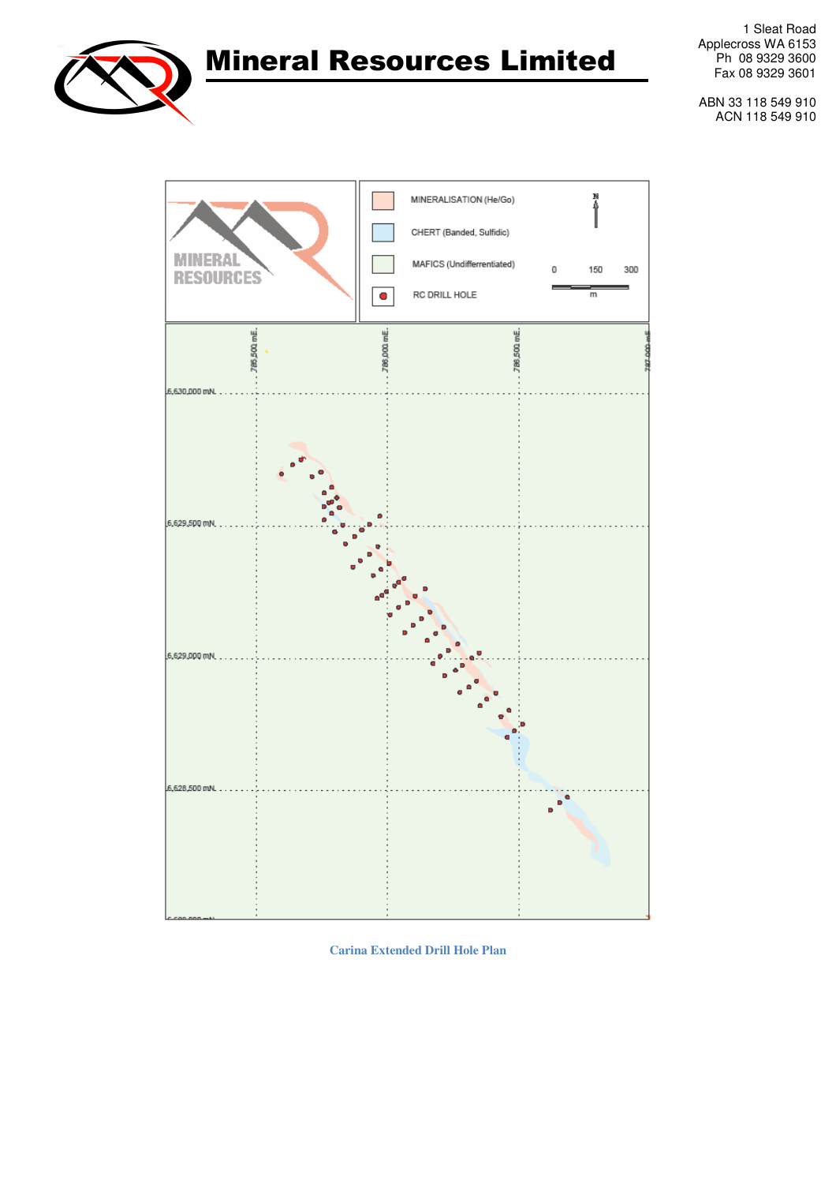# Mineral Resources Limited

1 Sleat Road
Applecross WA 6153
Ph 08 9329 3600
Fax 08 9329 3601

ABN 33 118 549 910
ACN 118 549 910

MINERALISATION (He/Go)

CHERT (Banded, Sulfidic)

MAFICS (Undifferentiated)

RC DRILL HOLE

0 150 300
m

785,500 mE 786,000 mE 786,500 mE 787,000 mE

6,630,000 mN
6,629,500 mN
6,629,000 mN
6,628,500 mN

Carina Extended Drill Hole Plan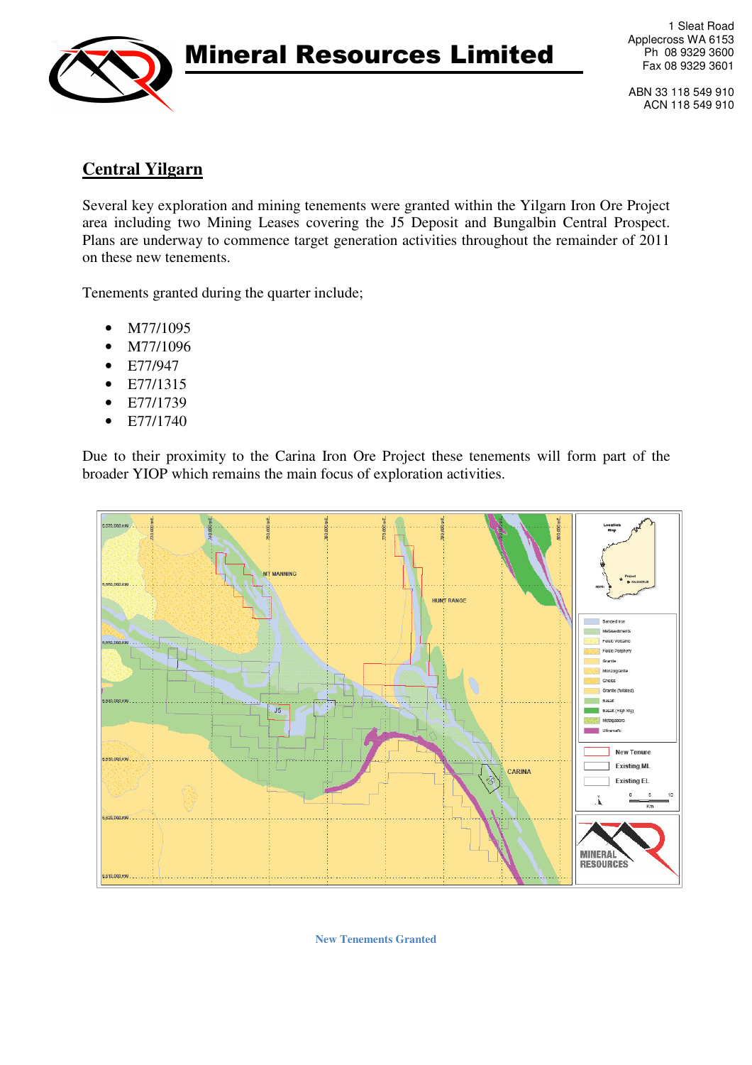## Central Yilgarn

Several key exploration and mining tenements were granted within the Yilgarn Iron Ore Project area including two Mining Leases covering the J5 Deposit and Bungalbin Central Prospect. Plans are underway to commence target generation activities throughout the remainder of 2011 on these new tenements.

Tenements granted during the quarter include;

- M77/1095
- M77/1096
- E77/947
- E77/1315
- E77/1739
- E77/1740

Due to their proximity to the Carina Iron Ore Project these tenements will form part of the broader YIOP which remains the main focus of exploration activities.

New Tenements Granted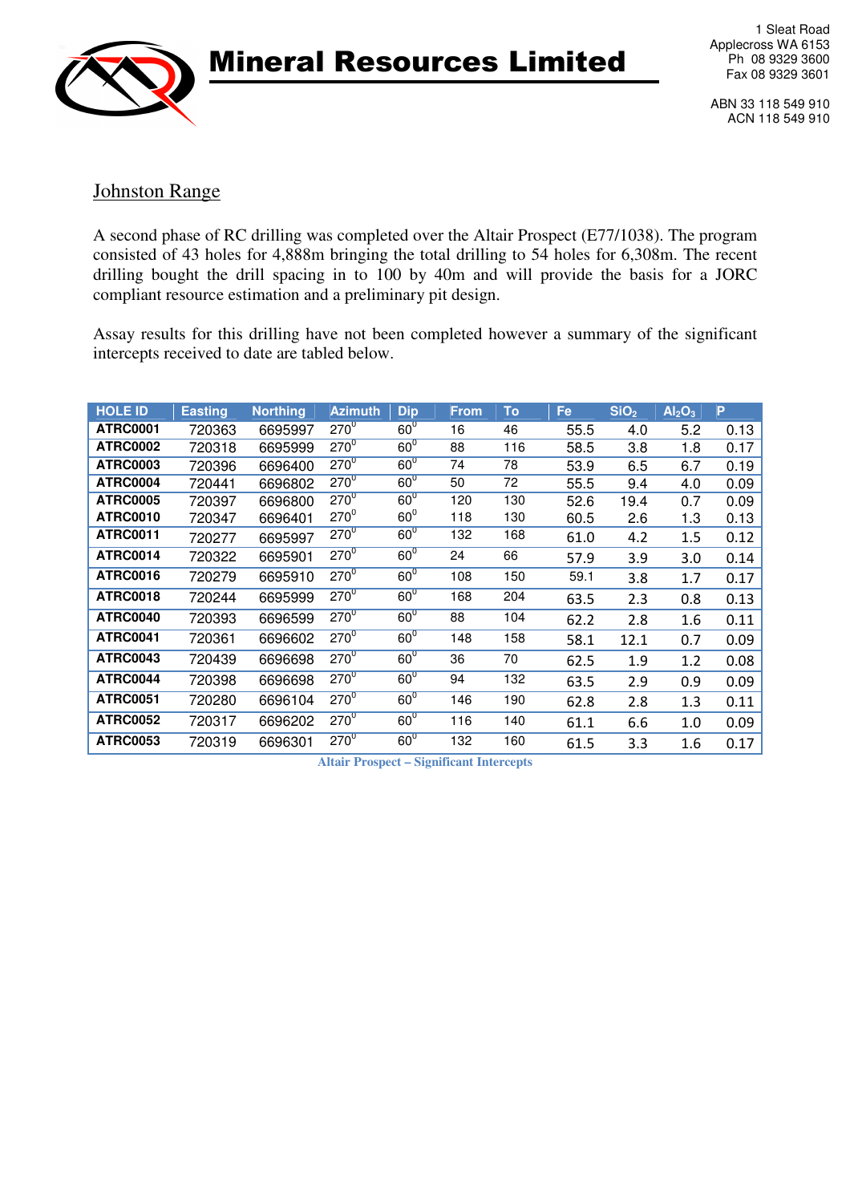Mineral Resources Limited

1 Sleat Road
Applecross WA 6153
Ph 08 9329 3600
Fax 08 9329 3601

ABN 33 118 549 910
ACN 118 549 910

## Johnston Range

A second phase of RC drilling was completed over the Altair Prospect (E77/1038). The program consisted of 43 holes for 4,888m bringing the total drilling to 54 holes for 6,308m. The recent drilling bought the drill spacing in to 100 by 40m and will provide the basis for a JORC compliant resource estimation and a preliminary pit design.

Assay results for this drilling have not been completed however a summary of the significant intercepts received to date are tabled below.

| HOLE ID | Easting | Northing | Azimuth | Dip | From | To | Fe | $SiO_2$ | $Al_2O_3$ | P |
|---|---|---|---|---|---|---|---|---|---|---|
| **ATRC0001** | 720363 | 6695997 | $270^0$ | $60^0$ | 16 | 46 | 55.5 | 4.0 | 5.2 | 0.13 |
| **ATRC0002** | 720318 | 6695999 | $270^0$ | $60^0$ | 88 | 116 | 58.5 | 3.8 | 1.8 | 0.17 |
| **ATRC0003** | 720396 | 6696400 | $270^0$ | $60^0$ | 74 | 78 | 53.9 | 6.5 | 6.7 | 0.19 |
| **ATRC0004** | 720441 | 6696802 | $270^0$ | $60^0$ | 50 | 72 | 55.5 | 9.4 | 4.0 | 0.09 |
| **ATRC0005** | 720397 | 6696800 | $270^0$ | $60^0$ | 120 | 130 | 52.6 | 19.4 | 0.7 | 0.09 |
| **ATRC0010** | 720347 | 6696401 | $270^0$ | $60^0$ | 118 | 130 | 60.5 | 2.6 | 1.3 | 0.13 |
| **ATRC0011** | 720277 | 6695997 | $270^0$ | $60^0$ | 132 | 168 | 61.0 | 4.2 | 1.5 | 0.12 |
| **ATRC0014** | 720322 | 6695901 | $270^0$ | $60^0$ | 24 | 66 | 57.9 | 3.9 | 3.0 | 0.14 |
| **ATRC0016** | 720279 | 6695910 | $270^0$ | $60^0$ | 108 | 150 | 59.1 | 3.8 | 1.7 | 0.17 |
| **ATRC0018** | 720244 | 6695999 | $270^0$ | $60^0$ | 168 | 204 | 63.5 | 2.3 | 0.8 | 0.13 |
| **ATRC0040** | 720393 | 6696599 | $270^0$ | $60^0$ | 88 | 104 | 62.2 | 2.8 | 1.6 | 0.11 |
| **ATRC0041** | 720361 | 6696602 | $270^0$ | $60^0$ | 148 | 158 | 58.1 | 12.1 | 0.7 | 0.09 |
| **ATRC0043** | 720439 | 6696698 | $270^0$ | $60^0$ | 36 | 70 | 62.5 | 1.9 | 1.2 | 0.08 |
| **ATRC0044** | 720398 | 6696698 | $270^0$ | $60^0$ | 94 | 132 | 63.5 | 2.9 | 0.9 | 0.09 |
| **ATRC0051** | 720280 | 6696104 | $270^0$ | $60^0$ | 146 | 190 | 62.8 | 2.8 | 1.3 | 0.11 |
| **ATRC0052** | 720317 | 6696202 | $270^0$ | $60^0$ | 116 | 140 | 61.1 | 6.6 | 1.0 | 0.09 |
| **ATRC0053** | 720319 | 6696301 | $270^0$ | $60^0$ | 132 | 160 | 61.5 | 3.3 | 1.6 | 0.17 |

**Altair Prospect – Significant Intercepts**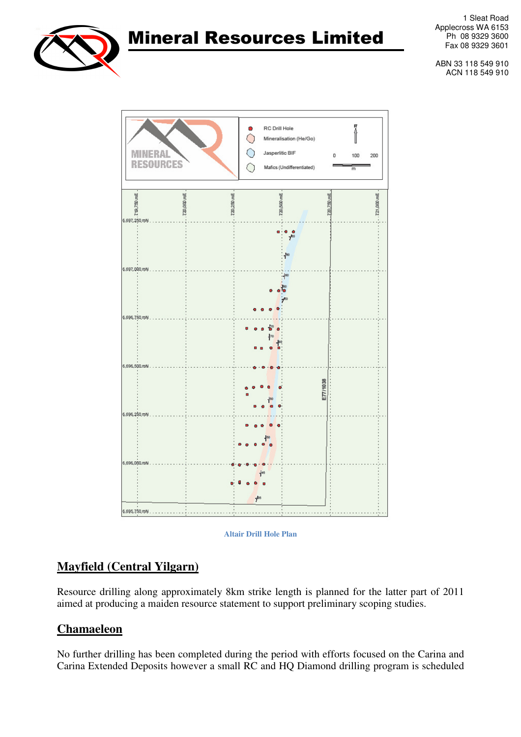Altair Drill Hole Plan

## Mayfield (Central Yilgarn)

Resource drilling along approximately 8km strike length is planned for the latter part of 2011 aimed at producing a maiden resource statement to support preliminary scoping studies.

## Chamaeleon

No further drilling has been completed during the period with efforts focused on the Carina and Carina Extended Deposits however a small RC and HQ Diamond drilling program is scheduled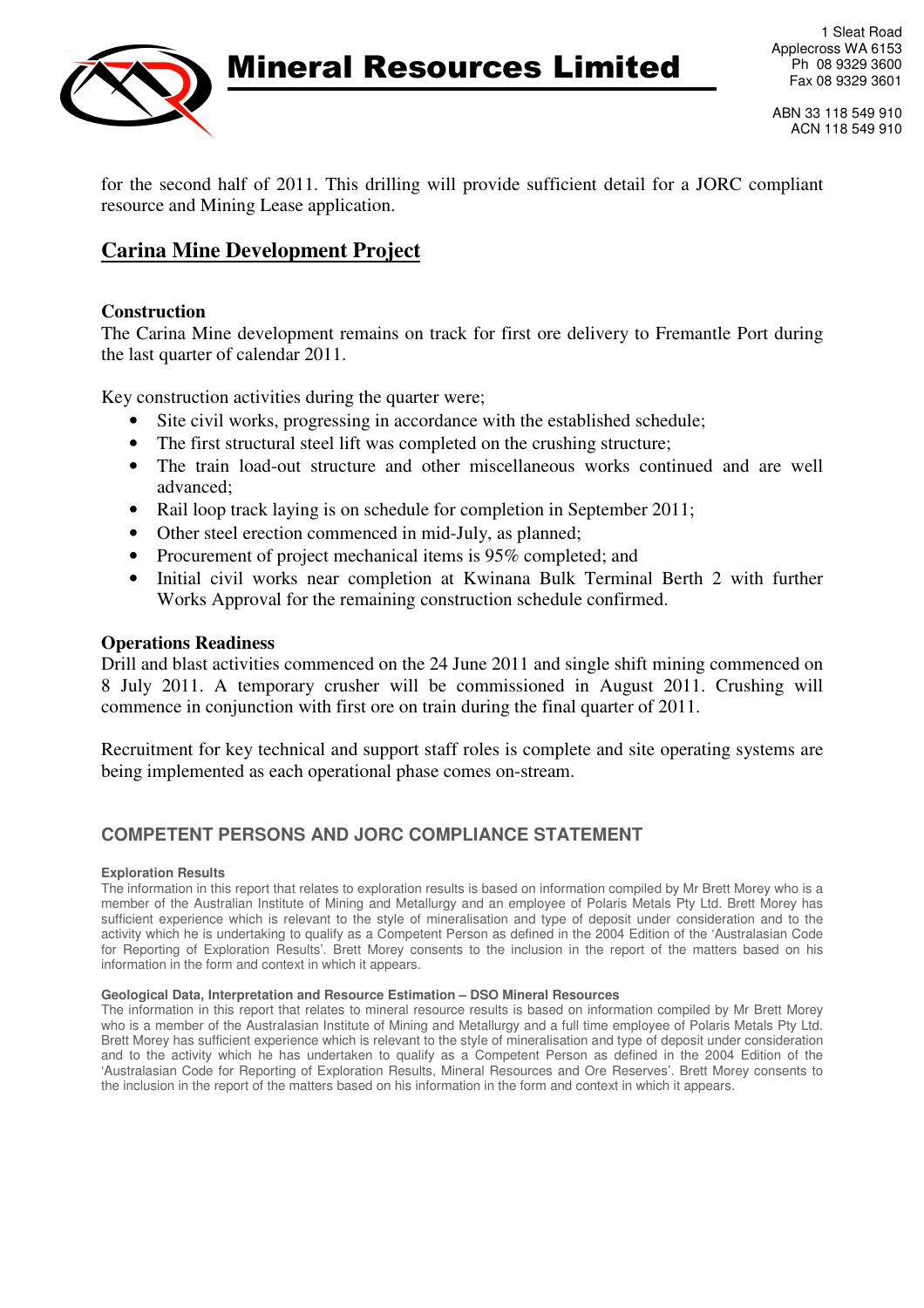for the second half of 2011. This drilling will provide sufficient detail for a JORC compliant resource and Mining Lease application.

## Carina Mine Development Project

### Construction

The Carina Mine development remains on track for first ore delivery to Fremantle Port during the last quarter of calendar 2011.

Key construction activities during the quarter were;

- Site civil works, progressing in accordance with the established schedule;
- The first structural steel lift was completed on the crushing structure;
- The train load-out structure and other miscellaneous works continued and are well advanced;
- Rail loop track laying is on schedule for completion in September 2011;
- Other steel erection commenced in mid-July, as planned;
- Procurement of project mechanical items is 95% completed; and
- Initial civil works near completion at Kwinana Bulk Terminal Berth 2 with further Works Approval for the remaining construction schedule confirmed.

### Operations Readiness

Drill and blast activities commenced on the 24 June 2011 and single shift mining commenced on 8 July 2011. A temporary crusher will be commissioned in August 2011. Crushing will commence in conjunction with first ore on train during the final quarter of 2011.

Recruitment for key technical and support staff roles is complete and site operating systems are being implemented as each operational phase comes on-stream.

## COMPETENT PERSONS AND JORC COMPLIANCE STATEMENT

**Exploration Results**

The information in this report that relates to exploration results is based on information compiled by Mr Brett Morey who is a member of the Australian Institute of Mining and Metallurgy and an employee of Polaris Metals Pty Ltd. Brett Morey has sufficient experience which is relevant to the style of mineralisation and type of deposit under consideration and to the activity which he is undertaking to qualify as a Competent Person as defined in the 2004 Edition of the 'Australasian Code for Reporting of Exploration Results'. Brett Morey consents to the inclusion in the report of the matters based on his information in the form and context in which it appears.

**Geological Data, Interpretation and Resource Estimation – DSO Mineral Resources**

The information in this report that relates to mineral resource results is based on information compiled by Mr Brett Morey who is a member of the Australasian Institute of Mining and Metallurgy and a full time employee of Polaris Metals Pty Ltd. Brett Morey has sufficient experience which is relevant to the style of mineralisation and type of deposit under consideration and to the activity which he has undertaken to qualify as a Competent Person as defined in the 2004 Edition of the 'Australasian Code for Reporting of Exploration Results, Mineral Resources and Ore Reserves'. Brett Morey consents to the inclusion in the report of the matters based on his information in the form and context in which it appears.